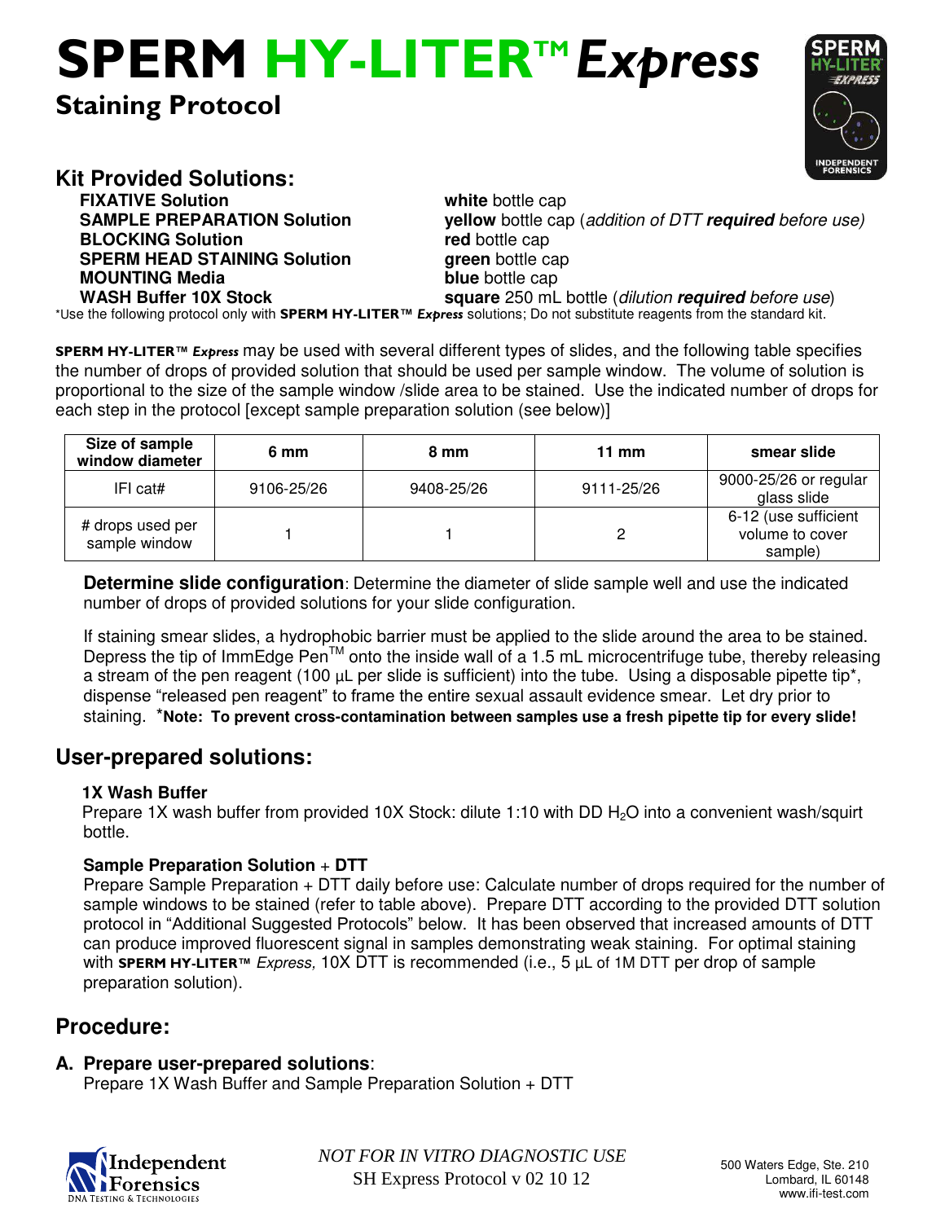# SPERM HY-LITER™ *Express*

## Staining Protocol

### Kit Provided Solutions:

| | |
|---|---|
| **FIXATIVE Solution** | **white** bottle cap |
| **SAMPLE PREPARATION Solution** | **yellow** bottle cap (*addition of DTT **required** before use)* |
| **BLOCKING Solution** | **red** bottle cap |
| **SPERM HEAD STAINING Solution** | **green** bottle cap |
| **MOUNTING Media** | **blue** bottle cap |
| **WASH Buffer 10X Stock** | **square** 250 mL bottle (*dilution **required** before use*) |

*Use the following protocol only with **SPERM HY-LITER™ *Express*** solutions; Do not substitute reagents from the standard kit.

**SPERM HY-LITER™ *Express*** may be used with several different types of slides, and the following table specifies the number of drops of provided solution that should be used per sample window. The volume of solution is proportional to the size of the sample window /slide area to be stained. Use the indicated number of drops for each step in the protocol [except sample preparation solution (see below)]

| Size of sample window diameter | 6 mm | 8 mm | 11 mm | smear slide |
|---|---|---|---|---|
| IFI cat# | 9106-25/26 | 9408-25/26 | 9111-25/26 | 9000-25/26 or regular glass slide |
| # drops used per sample window | 1 | 1 | 2 | 6-12 (use sufficient volume to cover sample) |

**Determine slide configuration**: Determine the diameter of slide sample well and use the indicated number of drops of provided solutions for your slide configuration.

If staining smear slides, a hydrophobic barrier must be applied to the slide around the area to be stained. Depress the tip of ImmEdge Pen™ onto the inside wall of a 1.5 mL microcentrifuge tube, thereby releasing a stream of the pen reagent (100 µL per slide is sufficient) into the tube. Using a disposable pipette tip*, dispense "released pen reagent" to frame the entire sexual assault evidence smear. Let dry prior to staining. ***Note: To prevent cross-contamination between samples use a fresh pipette tip for every slide!**

## User-prepared solutions:

**1X Wash Buffer**

Prepare 1X wash buffer from provided 10X Stock: dilute 1:10 with DD $H_2O$ into a convenient wash/squirt bottle.

**Sample Preparation Solution + DTT**

Prepare Sample Preparation + DTT daily before use: Calculate number of drops required for the number of sample windows to be stained (refer to table above). Prepare DTT according to the provided DTT solution protocol in "Additional Suggested Protocols" below. It has been observed that increased amounts of DTT can produce improved fluorescent signal in samples demonstrating weak staining. For optimal staining with **SPERM HY-LITER™** *Express,* 10X DTT is recommended (i.e., 5 µL of 1M DTT per drop of sample preparation solution).

## Procedure:

**A. Prepare user-prepared solutions**:
Prepare 1X Wash Buffer and Sample Preparation Solution + DTT

*NOT FOR IN VITRO DIAGNOSTIC USE*
SH Express Protocol v 02 10 12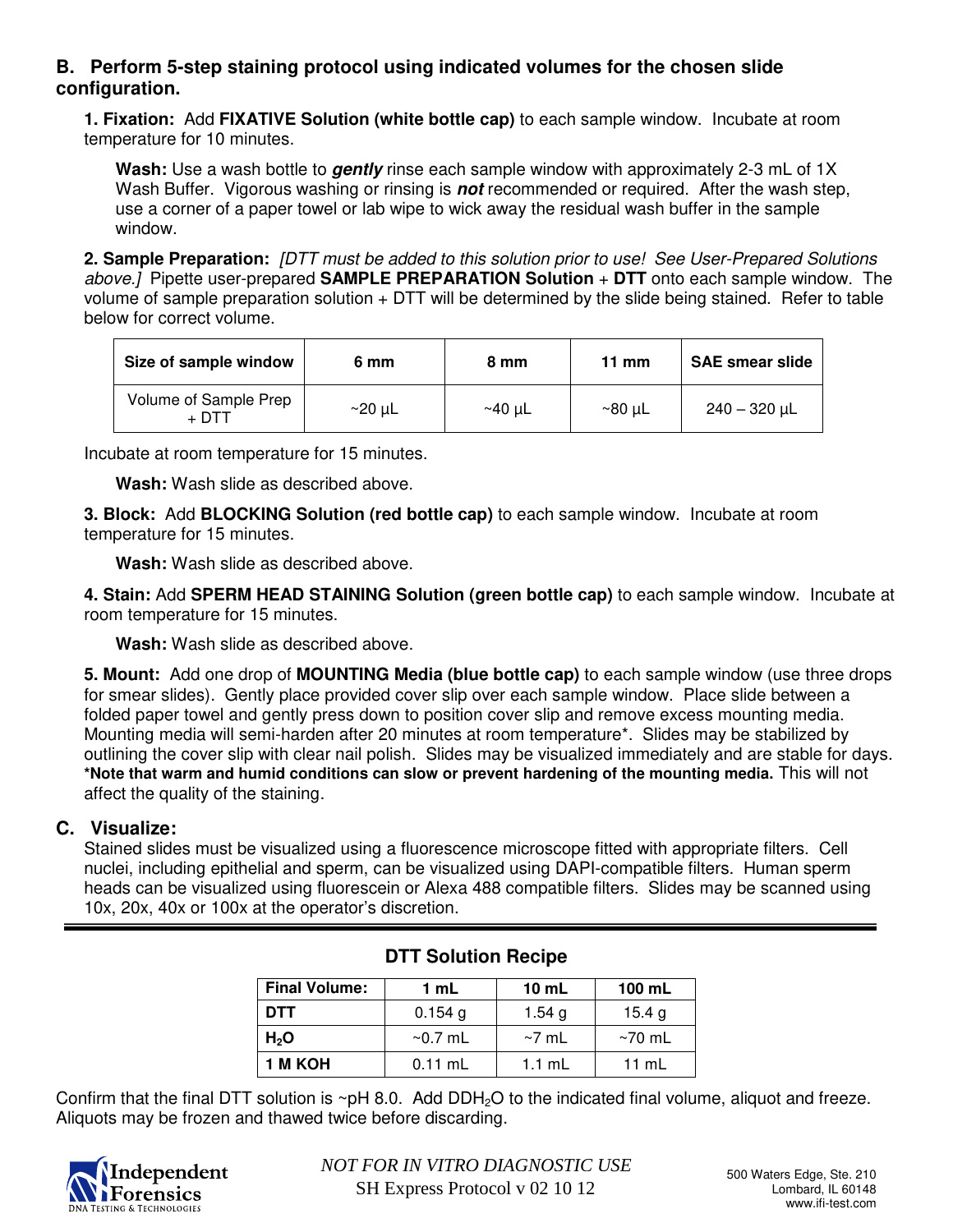## B. Perform 5-step staining protocol using indicated volumes for the chosen slide configuration.

**1. Fixation:** Add **FIXATIVE Solution (white bottle cap)** to each sample window. Incubate at room temperature for 10 minutes.

**Wash:** Use a wash bottle to ***gently*** rinse each sample window with approximately 2-3 mL of 1X Wash Buffer. Vigorous washing or rinsing is ***not*** recommended or required. After the wash step, use a corner of a paper towel or lab wipe to wick away the residual wash buffer in the sample window.

**2. Sample Preparation:** *[DTT must be added to this solution prior to use! See User-Prepared Solutions above.]* Pipette user-prepared **SAMPLE PREPARATION Solution** + **DTT** onto each sample window. The volume of sample preparation solution + DTT will be determined by the slide being stained. Refer to table below for correct volume.

| Size of sample window | 6 mm | 8 mm | 11 mm | SAE smear slide |
|---|---|---|---|---|
| Volume of Sample Prep + DTT | ~20 µL | ~40 µL | ~80 µL | 240 – 320 µL |

Incubate at room temperature for 15 minutes.

**Wash:** Wash slide as described above.

**3. Block:** Add **BLOCKING Solution (red bottle cap)** to each sample window. Incubate at room temperature for 15 minutes.

**Wash:** Wash slide as described above.

**4. Stain:** Add **SPERM HEAD STAINING Solution (green bottle cap)** to each sample window. Incubate at room temperature for 15 minutes.

**Wash:** Wash slide as described above.

**5. Mount:** Add one drop of **MOUNTING Media (blue bottle cap)** to each sample window (use three drops for smear slides). Gently place provided cover slip over each sample window. Place slide between a folded paper towel and gently press down to position cover slip and remove excess mounting media. Mounting media will semi-harden after 20 minutes at room temperature*. Slides may be stabilized by outlining the cover slip with clear nail polish. Slides may be visualized immediately and are stable for days. ***Note that warm and humid conditions can slow or prevent hardening of the mounting media.** This will not affect the quality of the staining.

## C. Visualize:

Stained slides must be visualized using a fluorescence microscope fitted with appropriate filters. Cell nuclei, including epithelial and sperm, can be visualized using DAPI-compatible filters. Human sperm heads can be visualized using fluorescein or Alexa 488 compatible filters. Slides may be scanned using 10x, 20x, 40x or 100x at the operator's discretion.

### DTT Solution Recipe

| Final Volume: | 1 mL | 10 mL | 100 mL |
|---|---|---|---|
| **DTT** | 0.154 g | 1.54 g | 15.4 g |
| **$H_2O$** | ~0.7 mL | ~7 mL | ~70 mL |
| **1 M KOH** | 0.11 mL | 1.1 mL | 11 mL |

Confirm that the final DTT solution is ~pH 8.0. Add $DDH_2O$ to the indicated final volume, aliquot and freeze. Aliquots may be frozen and thawed twice before discarding.

Independent Forensics
DNA Testing & Technologies

*NOT FOR IN VITRO DIAGNOSTIC USE*
SH Express Protocol v 02 10 12

500 Waters Edge, Ste. 210
Lombard, IL 60148
www.ifi-test.com